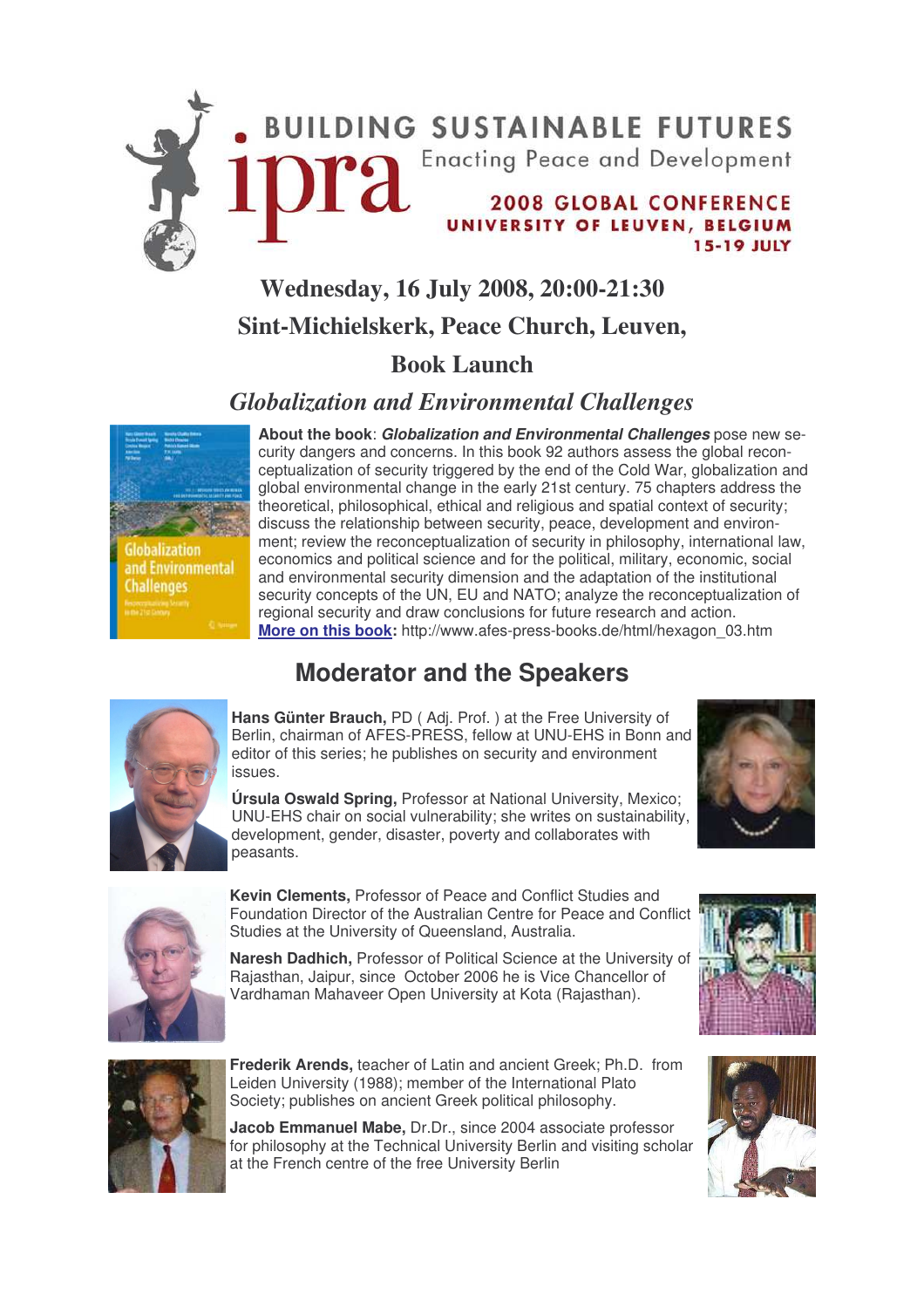# BUILDING SUSTAINABLE FUTURES

ipra

Enacting Peace and Development

2008 GLOBAL CONFERENCE
UNIVERSITY OF LEUVEN, BELGIUM
15-19 JULY

## Wednesday, 16 July 2008, 20:00-21:30

## Sint-Michielskerk, Peace Church, Leuven,

## Book Launch

## *Globalization and Environmental Challenges*

**About the book**: ***Globalization and Environmental Challenges*** pose new security dangers and concerns. In this book 92 authors assess the global reconceptualization of security triggered by the end of the Cold War, globalization and global environmental change in the early 21st century. 75 chapters address the theoretical, philosophical, ethical and religious and spatial context of security; discuss the relationship between security, peace, development and environment; review the reconceptualization of security in philosophy, international law, economics and political science and for the political, military, economic, social and environmental security dimension and the adaptation of the institutional security concepts of the UN, EU and NATO; analyze the reconceptualization of regional security and draw conclusions for future research and action.
**More on this book:** http://www.afes-press-books.de/html/hexagon_03.htm

## Moderator and the Speakers

**Hans Günter Brauch,** PD ( Adj. Prof. ) at the Free University of Berlin, chairman of AFES-PRESS, fellow at UNU-EHS in Bonn and editor of this series; he publishes on security and environment issues.

**Úrsula Oswald Spring,** Professor at National University, Mexico; UNU-EHS chair on social vulnerability; she writes on sustainability, development, gender, disaster, poverty and collaborates with peasants.

**Kevin Clements,** Professor of Peace and Conflict Studies and Foundation Director of the Australian Centre for Peace and Conflict Studies at the University of Queensland, Australia.

**Naresh Dadhich,** Professor of Political Science at the University of Rajasthan, Jaipur, since October 2006 he is Vice Chancellor of Vardhaman Mahaveer Open University at Kota (Rajasthan).

**Frederik Arends,** teacher of Latin and ancient Greek; Ph.D. from Leiden University (1988); member of the International Plato Society; publishes on ancient Greek political philosophy.

**Jacob Emmanuel Mabe,** Dr.Dr., since 2004 associate professor for philosophy at the Technical University Berlin and visiting scholar at the French centre of the free University Berlin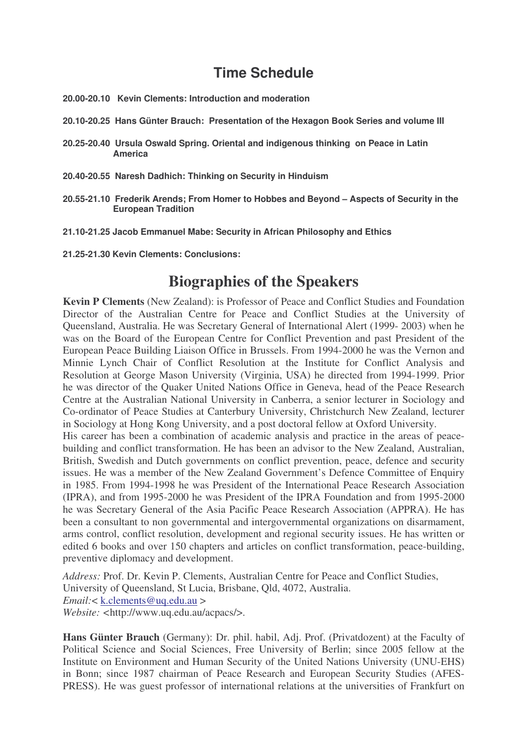## Time Schedule

**20.00-20.10 Kevin Clements: Introduction and moderation**

**20.10-20.25 Hans Günter Brauch: Presentation of the Hexagon Book Series and volume III**

**20.25-20.40 Ursula Oswald Spring. Oriental and indigenous thinking on Peace in Latin America**

**20.40-20.55 Naresh Dadhich: Thinking on Security in Hinduism**

**20.55-21.10 Frederik Arends; From Homer to Hobbes and Beyond – Aspects of Security in the European Tradition**

**21.10-21.25 Jacob Emmanuel Mabe: Security in African Philosophy and Ethics**

**21.25-21.30 Kevin Clements: Conclusions:**

# Biographies of the Speakers

**Kevin P Clements** (New Zealand): is Professor of Peace and Conflict Studies and Foundation Director of the Australian Centre for Peace and Conflict Studies at the University of Queensland, Australia. He was Secretary General of International Alert (1999- 2003) when he was on the Board of the European Centre for Conflict Prevention and past President of the European Peace Building Liaison Office in Brussels. From 1994-2000 he was the Vernon and Minnie Lynch Chair of Conflict Resolution at the Institute for Conflict Analysis and Resolution at George Mason University (Virginia, USA) he directed from 1994-1999. Prior he was director of the Quaker United Nations Office in Geneva, head of the Peace Research Centre at the Australian National University in Canberra, a senior lecturer in Sociology and Co-ordinator of Peace Studies at Canterbury University, Christchurch New Zealand, lecturer in Sociology at Hong Kong University, and a post doctoral fellow at Oxford University.

His career has been a combination of academic analysis and practice in the areas of peace-building and conflict transformation. He has been an advisor to the New Zealand, Australian, British, Swedish and Dutch governments on conflict prevention, peace, defence and security issues. He was a member of the New Zealand Government's Defence Committee of Enquiry in 1985. From 1994-1998 he was President of the International Peace Research Association (IPRA), and from 1995-2000 he was President of the IPRA Foundation and from 1995-2000 he was Secretary General of the Asia Pacific Peace Research Association (APPRA). He has been a consultant to non governmental and intergovernmental organizations on disarmament, arms control, conflict resolution, development and regional security issues. He has written or edited 6 books and over 150 chapters and articles on conflict transformation, peace-building, preventive diplomacy and development.

*Address:* Prof. Dr. Kevin P. Clements, Australian Centre for Peace and Conflict Studies, University of Queensland, St Lucia, Brisbane, Qld, 4072, Australia.
*Email:*< k.clements@uq.edu.au >
*Website:* <http://www.uq.edu.au/acpacs/>.

**Hans Günter Brauch** (Germany): Dr. phil. habil, Adj. Prof. (Privatdozent) at the Faculty of Political Science and Social Sciences, Free University of Berlin; since 2005 fellow at the Institute on Environment and Human Security of the United Nations University (UNU-EHS) in Bonn; since 1987 chairman of Peace Research and European Security Studies (AFES-PRESS). He was guest professor of international relations at the universities of Frankfurt on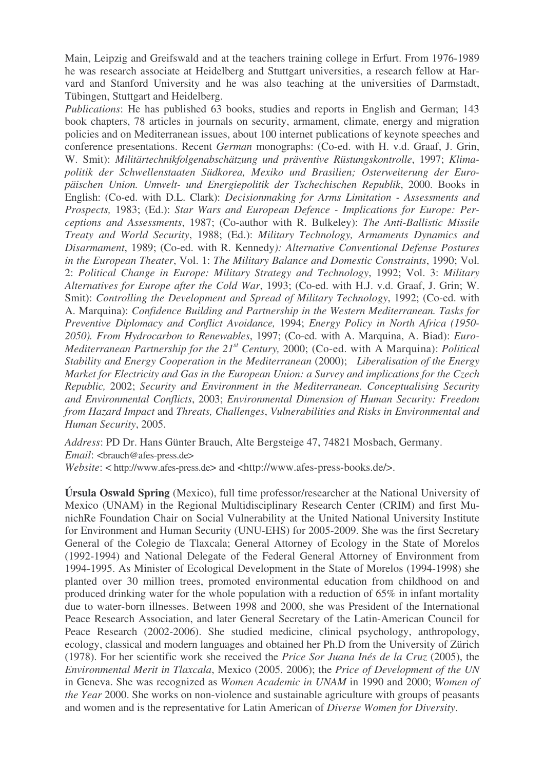Main, Leipzig and Greifswald and at the teachers training college in Erfurt. From 1976-1989 he was research associate at Heidelberg and Stuttgart universities, a research fellow at Harvard and Stanford University and he was also teaching at the universities of Darmstadt, Tübingen, Stuttgart and Heidelberg.

*Publications*: He has published 63 books, studies and reports in English and German; 143 book chapters, 78 articles in journals on security, armament, climate, energy and migration policies and on Mediterranean issues, about 100 internet publications of keynote speeches and conference presentations. Recent *German* monographs: (Co-ed. with H. v.d. Graaf, J. Grin, W. Smit): *Militärtechnikfolgenabschätzung und präventive Rüstungskontrolle*, 1997; *Klimapolitik der Schwellenstaaten Südkorea, Mexiko und Brasilien; Osterweiterung der Europäischen Union. Umwelt- und Energiepolitik der Tschechischen Republik*, 2000. Books in English: (Co-ed. with D.L. Clark): *Decisionmaking for Arms Limitation - Assessments and Prospects,* 1983; (Ed.): *Star Wars and European Defence - Implications for Europe: Perceptions and Assessments*, 1987; (Co-author with R. Bulkeley): *The Anti-Ballistic Missile Treaty and World Security*, 1988; (Ed.): *Military Technology, Armaments Dynamics and Disarmament*, 1989; (Co-ed. with R. Kennedy*): Alternative Conventional Defense Postures in the European Theater*, Vol. 1: *The Military Balance and Domestic Constraints*, 1990; Vol. 2: *Political Change in Europe: Military Strategy and Technology*, 1992; Vol. 3: *Military Alternatives for Europe after the Cold War*, 1993; (Co-ed. with H.J. v.d. Graaf, J. Grin; W. Smit): *Controlling the Development and Spread of Military Technology*, 1992; (Co-ed. with A. Marquina): *Confidence Building and Partnership in the Western Mediterranean. Tasks for Preventive Diplomacy and Conflict Avoidance,* 1994; *Energy Policy in North Africa (1950-2050). From Hydrocarbon to Renewables*, 1997; (Co-ed. with A. Marquina, A. Biad): *Euro-Mediterranean Partnership for the 21st Century,* 2000; (Co-ed. with A Marquina): *Political Stability and Energy Cooperation in the Mediterranean* (2000); *Liberalisation of the Energy Market for Electricity and Gas in the European Union: a Survey and implications for the Czech Republic,* 2002; *Security and Environment in the Mediterranean. Conceptualising Security and Environmental Conflicts*, 2003; *Environmental Dimension of Human Security: Freedom from Hazard Impact* and *Threats, Challenges*, *Vulnerabilities and Risks in Environmental and Human Security*, 2005.

*Address*: PD Dr. Hans Günter Brauch, Alte Bergsteige 47, 74821 Mosbach, Germany.
*Email*: <brauch@afes-press.de>
*Website*: < http://www.afes-press.de> and <http://www.afes-press-books.de/>.

**Úrsula Oswald Spring** (Mexico), full time professor/researcher at the National University of Mexico (UNAM) in the Regional Multidisciplinary Research Center (CRIM) and first MunichRe Foundation Chair on Social Vulnerability at the United National University Institute for Environment and Human Security (UNU-EHS) for 2005-2009. She was the first Secretary General of the Colegio de Tlaxcala; General Attorney of Ecology in the State of Morelos (1992-1994) and National Delegate of the Federal General Attorney of Environment from 1994-1995. As Minister of Ecological Development in the State of Morelos (1994-1998) she planted over 30 million trees, promoted environmental education from childhood on and produced drinking water for the whole population with a reduction of 65% in infant mortality due to water-born illnesses. Between 1998 and 2000, she was President of the International Peace Research Association, and later General Secretary of the Latin-American Council for Peace Research (2002-2006). She studied medicine, clinical psychology, anthropology, ecology, classical and modern languages and obtained her Ph.D from the University of Zürich (1978). For her scientific work she received the *Price Sor Juana Inés de la Cruz* (2005), the *Environmental Merit in Tlaxcala*, Mexico (2005. 2006); the *Price of Development of the UN* in Geneva. She was recognized as *Women Academic in UNAM* in 1990 and 2000; *Women of the Year* 2000. She works on non-violence and sustainable agriculture with groups of peasants and women and is the representative for Latin American of *Diverse Women for Diversity*.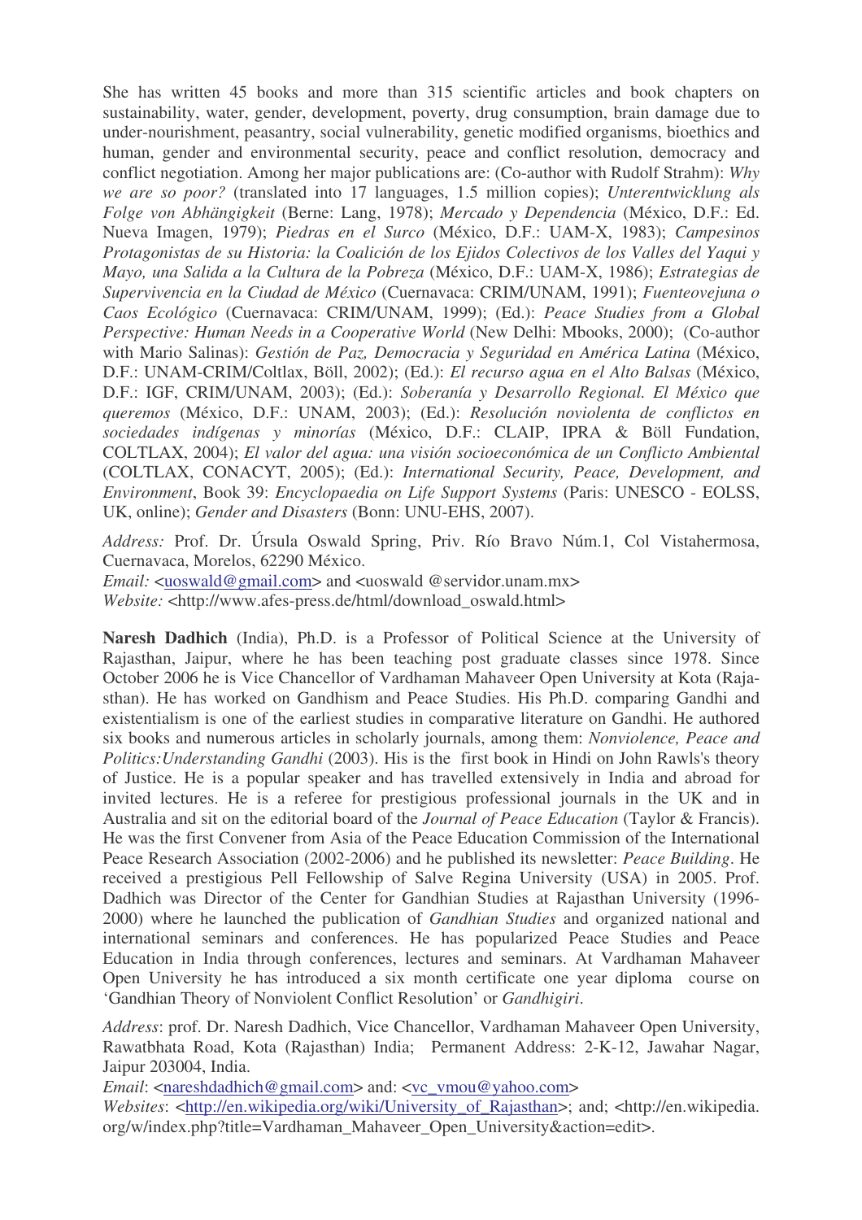She has written 45 books and more than 315 scientific articles and book chapters on sustainability, water, gender, development, poverty, drug consumption, brain damage due to under-nourishment, peasantry, social vulnerability, genetic modified organisms, bioethics and human, gender and environmental security, peace and conflict resolution, democracy and conflict negotiation. Among her major publications are: (Co-author with Rudolf Strahm): *Why we are so poor?* (translated into 17 languages, 1.5 million copies); *Unterentwicklung als Folge von Abhängigkeit* (Berne: Lang, 1978); *Mercado y Dependencia* (México, D.F.: Ed. Nueva Imagen, 1979); *Piedras en el Surco* (México, D.F.: UAM-X, 1983); *Campesinos Protagonistas de su Historia: la Coalición de los Ejidos Colectivos de los Valles del Yaqui y Mayo, una Salida a la Cultura de la Pobreza* (México, D.F.: UAM-X, 1986); *Estrategias de Supervivencia en la Ciudad de México* (Cuernavaca: CRIM/UNAM, 1991); *Fuenteovejuna o Caos Ecológico* (Cuernavaca: CRIM/UNAM, 1999); (Ed.): *Peace Studies from a Global Perspective: Human Needs in a Cooperative World* (New Delhi: Mbooks, 2000); (Co-author with Mario Salinas): *Gestión de Paz, Democracia y Seguridad en América Latina* (México, D.F.: UNAM-CRIM/Coltlax, Böll, 2002); (Ed.): *El recurso agua en el Alto Balsas* (México, D.F.: IGF, CRIM/UNAM, 2003); (Ed.): *Soberanía y Desarrollo Regional. El México que queremos* (México, D.F.: UNAM, 2003); (Ed.): *Resolución noviolenta de conflictos en sociedades indígenas y minorías* (México, D.F.: CLAIP, IPRA & Böll Fundation, COLTLAX, 2004); *El valor del agua: una visión socioeconómica de un Conflicto Ambiental* (COLTLAX, CONACYT, 2005); (Ed.): *International Security, Peace, Development, and Environment*, Book 39: *Encyclopaedia on Life Support Systems* (Paris: UNESCO - EOLSS, UK, online); *Gender and Disasters* (Bonn: UNU-EHS, 2007).

*Address:* Prof. Dr. Úrsula Oswald Spring, Priv. Río Bravo Núm.1, Col Vistahermosa, Cuernavaca, Morelos, 62290 México.
*Email:* <uoswald@gmail.com> and <uoswald @servidor.unam.mx>
*Website:* <http://www.afes-press.de/html/download_oswald.html>

**Naresh Dadhich** (India), Ph.D. is a Professor of Political Science at the University of Rajasthan, Jaipur, where he has been teaching post graduate classes since 1978. Since October 2006 he is Vice Chancellor of Vardhaman Mahaveer Open University at Kota (Rajasthan). He has worked on Gandhism and Peace Studies. His Ph.D. comparing Gandhi and existentialism is one of the earliest studies in comparative literature on Gandhi. He authored six books and numerous articles in scholarly journals, among them: *Nonviolence, Peace and Politics:Understanding Gandhi* (2003). His is the first book in Hindi on John Rawls's theory of Justice. He is a popular speaker and has travelled extensively in India and abroad for invited lectures. He is a referee for prestigious professional journals in the UK and in Australia and sit on the editorial board of the *Journal of Peace Education* (Taylor & Francis). He was the first Convener from Asia of the Peace Education Commission of the International Peace Research Association (2002-2006) and he published its newsletter: *Peace Building*. He received a prestigious Pell Fellowship of Salve Regina University (USA) in 2005. Prof. Dadhich was Director of the Center for Gandhian Studies at Rajasthan University (1996-2000) where he launched the publication of *Gandhian Studies* and organized national and international seminars and conferences. He has popularized Peace Studies and Peace Education in India through conferences, lectures and seminars. At Vardhaman Mahaveer Open University he has introduced a six month certificate one year diploma course on 'Gandhian Theory of Nonviolent Conflict Resolution' or *Gandhigiri*.

*Address*: prof. Dr. Naresh Dadhich, Vice Chancellor, Vardhaman Mahaveer Open University, Rawatbhata Road, Kota (Rajasthan) India; Permanent Address: 2-K-12, Jawahar Nagar, Jaipur 203004, India.
*Email*: <nareshdadhich@gmail.com> and: <vc_vmou@yahoo.com>
*Websites*: <http://en.wikipedia.org/wiki/University_of_Rajasthan>; and; <http://en.wikipedia.org/w/index.php?title=Vardhaman_Mahaveer_Open_University&action=edit>.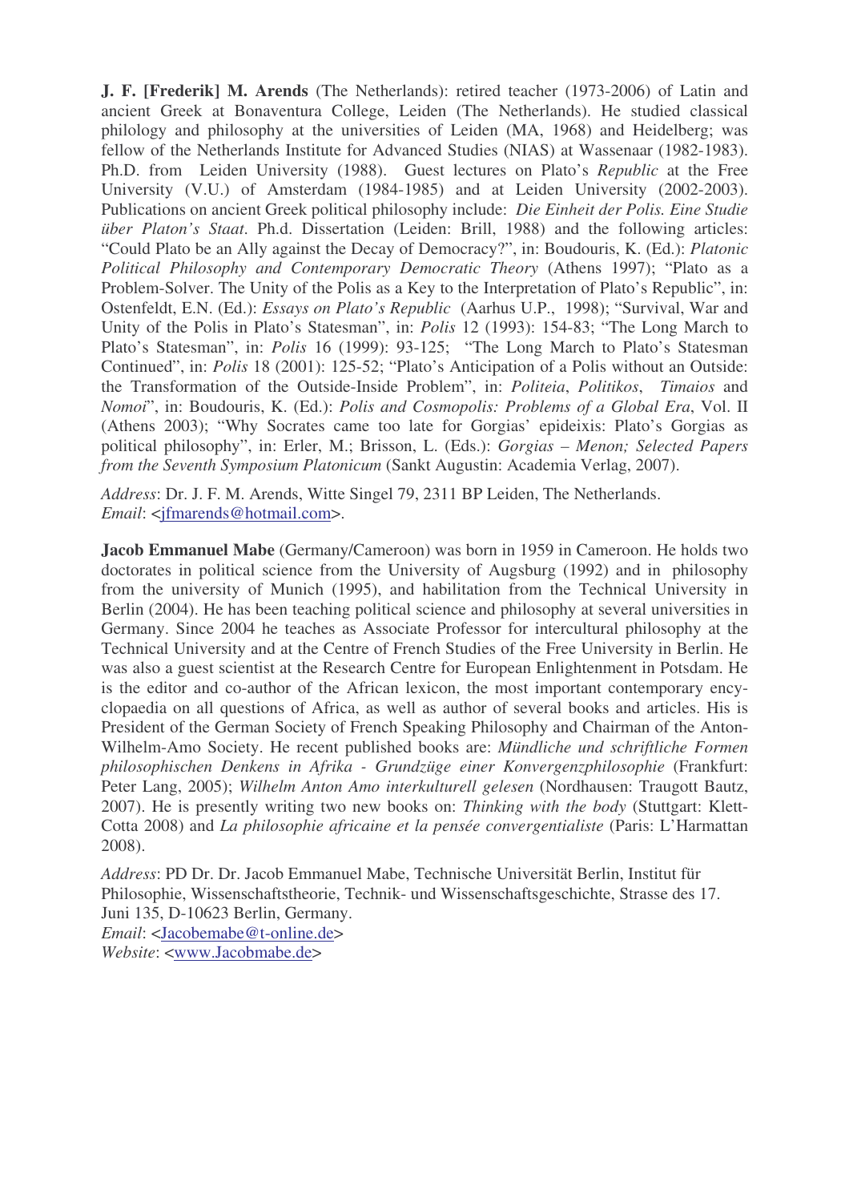**J. F. [Frederik] M. Arends** (The Netherlands): retired teacher (1973-2006) of Latin and ancient Greek at Bonaventura College, Leiden (The Netherlands). He studied classical philology and philosophy at the universities of Leiden (MA, 1968) and Heidelberg; was fellow of the Netherlands Institute for Advanced Studies (NIAS) at Wassenaar (1982-1983). Ph.D. from Leiden University (1988). Guest lectures on Plato's *Republic* at the Free University (V.U.) of Amsterdam (1984-1985) and at Leiden University (2002-2003). Publications on ancient Greek political philosophy include: *Die Einheit der Polis. Eine Studie über Platon's Staat*. Ph.d. Dissertation (Leiden: Brill, 1988) and the following articles: "Could Plato be an Ally against the Decay of Democracy?", in: Boudouris, K. (Ed.): *Platonic Political Philosophy and Contemporary Democratic Theory* (Athens 1997); "Plato as a Problem-Solver. The Unity of the Polis as a Key to the Interpretation of Plato's Republic", in: Ostenfeldt, E.N. (Ed.): *Essays on Plato's Republic* (Aarhus U.P., 1998); "Survival, War and Unity of the Polis in Plato's Statesman", in: *Polis* 12 (1993): 154-83; "The Long March to Plato's Statesman", in: *Polis* 16 (1999): 93-125; "The Long March to Plato's Statesman Continued", in: *Polis* 18 (2001): 125-52; "Plato's Anticipation of a Polis without an Outside: the Transformation of the Outside-Inside Problem", in: *Politeia*, *Politikos*, *Timaios* and *Nomoi*", in: Boudouris, K. (Ed.): *Polis and Cosmopolis: Problems of a Global Era*, Vol. II (Athens 2003); "Why Socrates came too late for Gorgias' epideixis: Plato's Gorgias as political philosophy", in: Erler, M.; Brisson, L. (Eds.): *Gorgias – Menon; Selected Papers from the Seventh Symposium Platonicum* (Sankt Augustin: Academia Verlag, 2007).

*Address*: Dr. J. F. M. Arends, Witte Singel 79, 2311 BP Leiden, The Netherlands.
*Email*: <jfmarends@hotmail.com>.

**Jacob Emmanuel Mabe** (Germany/Cameroon) was born in 1959 in Cameroon. He holds two doctorates in political science from the University of Augsburg (1992) and in philosophy from the university of Munich (1995), and habilitation from the Technical University in Berlin (2004). He has been teaching political science and philosophy at several universities in Germany. Since 2004 he teaches as Associate Professor for intercultural philosophy at the Technical University and at the Centre of French Studies of the Free University in Berlin. He was also a guest scientist at the Research Centre for European Enlightenment in Potsdam. He is the editor and co-author of the African lexicon, the most important contemporary encyclopaedia on all questions of Africa, as well as author of several books and articles. His is President of the German Society of French Speaking Philosophy and Chairman of the Anton-Wilhelm-Amo Society. He recent published books are: *Mündliche und schriftliche Formen philosophischen Denkens in Afrika - Grundzüge einer Konvergenzphilosophie* (Frankfurt: Peter Lang, 2005); *Wilhelm Anton Amo interkulturell gelesen* (Nordhausen: Traugott Bautz, 2007). He is presently writing two new books on: *Thinking with the body* (Stuttgart: Klett-Cotta 2008) and *La philosophie africaine et la pensée convergentialiste* (Paris: L'Harmattan 2008).

*Address*: PD Dr. Dr. Jacob Emmanuel Mabe, Technische Universität Berlin, Institut für Philosophie, Wissenschaftstheorie, Technik- und Wissenschaftsgeschichte, Strasse des 17. Juni 135, D-10623 Berlin, Germany.
*Email*: <Jacobemabe@t-online.de>
*Website*: <www.Jacobmabe.de>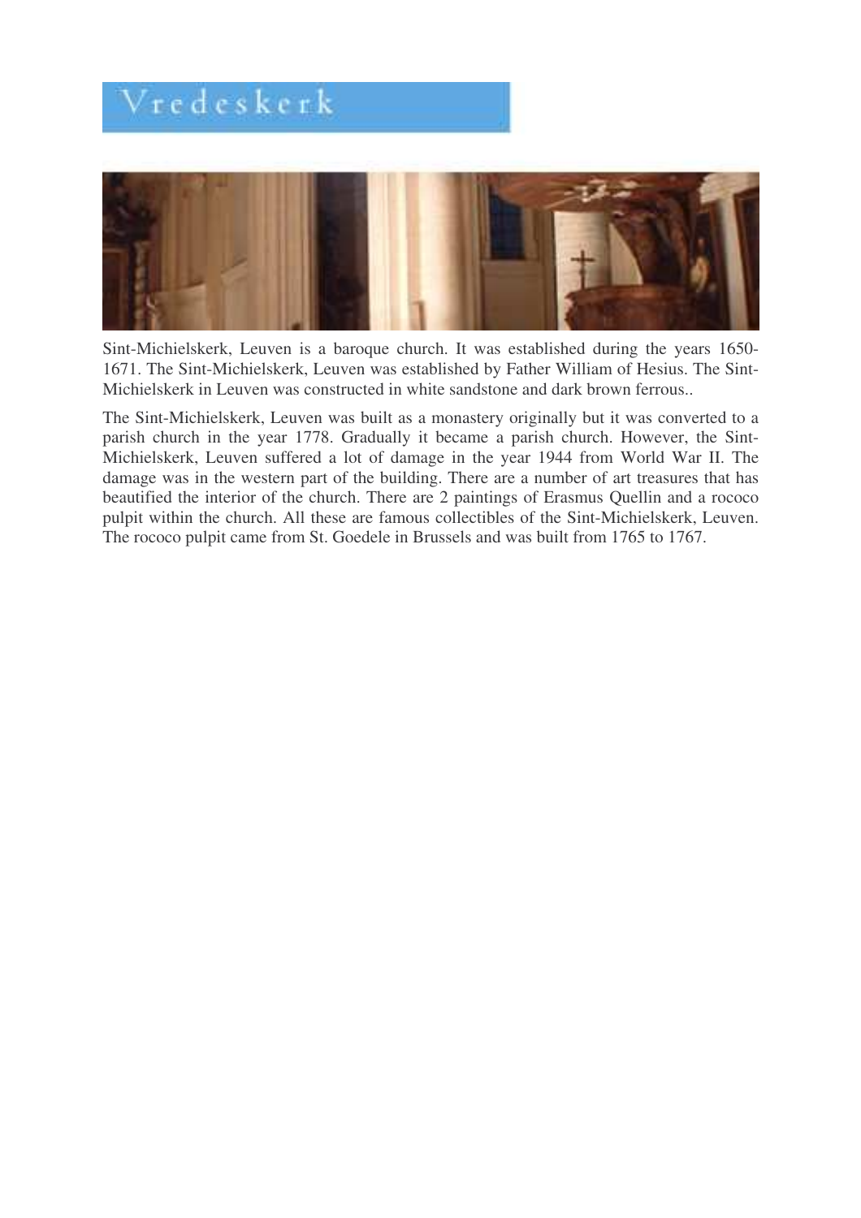# Vredeskerk

Sint-Michielskerk, Leuven is a baroque church. It was established during the years 1650-1671. The Sint-Michielskerk, Leuven was established by Father William of Hesius. The Sint-Michielskerk in Leuven was constructed in white sandstone and dark brown ferrous..

The Sint-Michielskerk, Leuven was built as a monastery originally but it was converted to a parish church in the year 1778. Gradually it became a parish church. However, the Sint-Michielskerk, Leuven suffered a lot of damage in the year 1944 from World War II. The damage was in the western part of the building. There are a number of art treasures that has beautified the interior of the church. There are 2 paintings of Erasmus Quellin and a rococo pulpit within the church. All these are famous collectibles of the Sint-Michielskerk, Leuven. The rococo pulpit came from St. Goedele in Brussels and was built from 1765 to 1767.